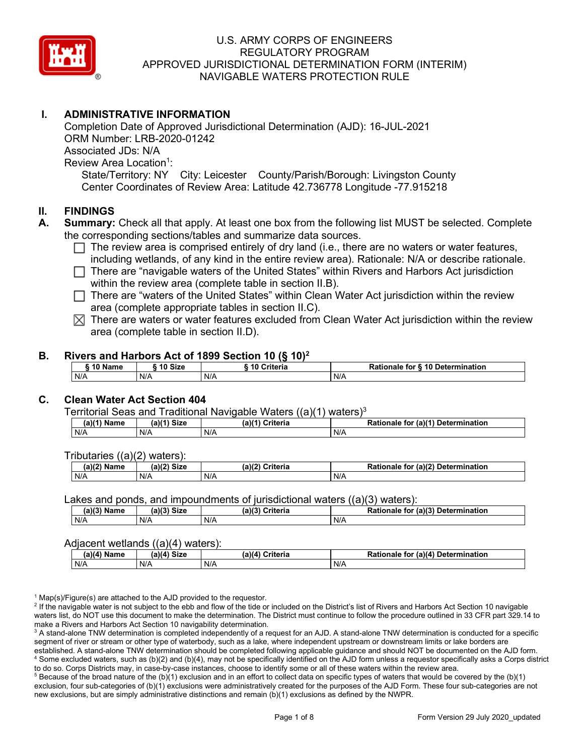# U.S. ARMY CORPS OF ENGINEERS
## REGULATORY PROGRAM
## APPROVED JURISDICTIONAL DETERMINATION FORM (INTERIM)
## NAVIGABLE WATERS PROTECTION RULE

## I. ADMINISTRATIVE INFORMATION

Completion Date of Approved Jurisdictional Determination (AJD): 16-JUL-2021
ORM Number: LRB-2020-01242
Associated JDs: N/A
Review Area Location[1]:
State/Territory: NY City: Leicester County/Parish/Borough: Livingston County
Center Coordinates of Review Area: Latitude 42.736778 Longitude -77.915218

## II. FINDINGS

**A. Summary:** Check all that apply. At least one box from the following list MUST be selected. Complete the corresponding sections/tables and summarize data sources.

- ☐ The review area is comprised entirely of dry land (i.e., there are no waters or water features, including wetlands, of any kind in the entire review area). Rationale: N/A or describe rationale.
- ☐ There are "navigable waters of the United States" within Rivers and Harbors Act jurisdiction within the review area (complete table in section II.B).
- ☐ There are "waters of the United States" within Clean Water Act jurisdiction within the review area (complete appropriate tables in section II.C).
- ☒ There are waters or water features excluded from Clean Water Act jurisdiction within the review area (complete table in section II.D).

**B. Rivers and Harbors Act of 1899 Section 10 (§ 10)[2]**

| § 10 Name | § 10 Size | § 10 Criteria | Rationale for § 10 Determination |
|---|---|---|---|
| N/A | N/A | N/A | N/A |

**C. Clean Water Act Section 404**

Territorial Seas and Traditional Navigable Waters ((a)(1) waters)[3]

| (a)(1) Name | (a)(1) Size | (a)(1) Criteria | Rationale for (a)(1) Determination |
|---|---|---|---|
| N/A | N/A | N/A | N/A |

Tributaries ((a)(2) waters):

| (a)(2) Name | (a)(2) Size | (a)(2) Criteria | Rationale for (a)(2) Determination |
|---|---|---|---|
| N/A | N/A | N/A | N/A |

Lakes and ponds, and impoundments of jurisdictional waters ((a)(3) waters):

| (a)(3) Name | (a)(3) Size | (a)(3) Criteria | Rationale for (a)(3) Determination |
|---|---|---|---|
| N/A | N/A | N/A | N/A |

Adjacent wetlands ((a)(4) waters):

| (a)(4) Name | (a)(4) Size | (a)(4) Criteria | Rationale for (a)(4) Determination |
|---|---|---|---|
| N/A | N/A | N/A | N/A |

[1] Map(s)/Figure(s) are attached to the AJD provided to the requestor.
[2] If the navigable water is not subject to the ebb and flow of the tide or included on the District's list of Rivers and Harbors Act Section 10 navigable waters list, do NOT use this document to make the determination. The District must continue to follow the procedure outlined in 33 CFR part 329.14 to make a Rivers and Harbors Act Section 10 navigability determination.
[3] A stand-alone TNW determination is completed independently of a request for an AJD. A stand-alone TNW determination is conducted for a specific segment of river or stream or other type of waterbody, such as a lake, where independent upstream or downstream limits or lake borders are established. A stand-alone TNW determination should be completed following applicable guidance and should NOT be documented on the AJD form.
[4] Some excluded waters, such as (b)(2) and (b)(4), may not be specifically identified on the AJD form unless a requestor specifically asks a Corps district to do so. Corps Districts may, in case-by-case instances, choose to identify some or all of these waters within the review area.
[5] Because of the broad nature of the (b)(1) exclusion and in an effort to collect data on specific types of waters that would be covered by the (b)(1) exclusion, four sub-categories of (b)(1) exclusions were administratively created for the purposes of the AJD Form. These four sub-categories are not new exclusions, but are simply administrative distinctions and remain (b)(1) exclusions as defined by the NWPR.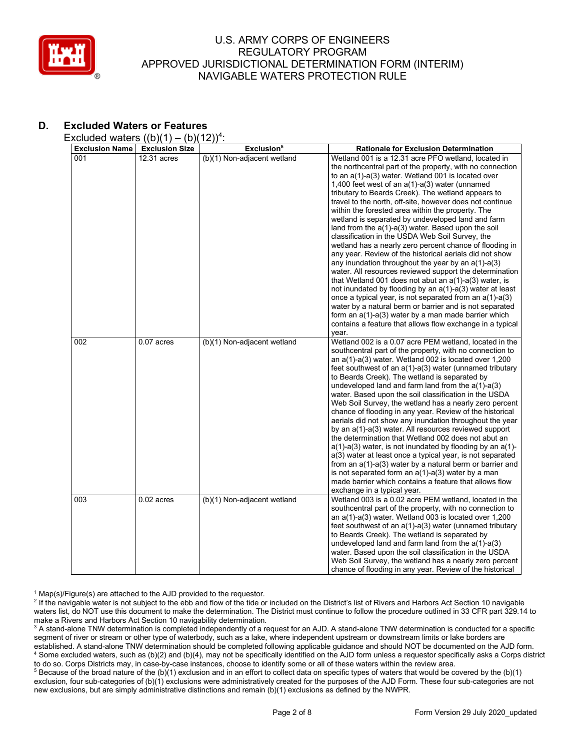U.S. ARMY CORPS OF ENGINEERS
REGULATORY PROGRAM
APPROVED JURISDICTIONAL DETERMINATION FORM (INTERIM)
NAVIGABLE WATERS PROTECTION RULE

## D. Excluded Waters or Features

Excluded waters ((b)(1) – (b)(12))[4]:

| Exclusion Name | Exclusion Size | Exclusion[5] | Rationale for Exclusion Determination |
|---|---|---|---|
| 001 | 12.31 acres | (b)(1) Non-adjacent wetland | Wetland 001 is a 12.31 acre PFO wetland, located in the northcentral part of the property, with no connection to an a(1)-a(3) water. Wetland 001 is located over 1,400 feet west of an a(1)-a(3) water (unnamed tributary to Beards Creek). The wetland appears to travel to the north, off-site, however does not continue within the forested area within the property. The wetland is separated by undeveloped land and farm land from the a(1)-a(3) water. Based upon the soil classification in the USDA Web Soil Survey, the wetland has a nearly zero percent chance of flooding in any year. Review of the historical aerials did not show any inundation throughout the year by an a(1)-a(3) water. All resources reviewed support the determination that Wetland 001 does not abut an a(1)-a(3) water, is not inundated by flooding by an a(1)-a(3) water at least once a typical year, is not separated from an a(1)-a(3) water by a natural berm or barrier and is not separated form an a(1)-a(3) water by a man made barrier which contains a feature that allows flow exchange in a typical year. |
| 002 | 0.07 acres | (b)(1) Non-adjacent wetland | Wetland 002 is a 0.07 acre PEM wetland, located in the southcentral part of the property, with no connection to an a(1)-a(3) water. Wetland 002 is located over 1,200 feet southwest of an a(1)-a(3) water (unnamed tributary to Beards Creek). The wetland is separated by undeveloped land and farm land from the a(1)-a(3) water. Based upon the soil classification in the USDA Web Soil Survey, the wetland has a nearly zero percent chance of flooding in any year. Review of the historical aerials did not show any inundation throughout the year by an a(1)-a(3) water. All resources reviewed support the determination that Wetland 002 does not abut an a(1)-a(3) water, is not inundated by flooding by an a(1)-a(3) water at least once a typical year, is not separated from an a(1)-a(3) water by a natural berm or barrier and is not separated form an a(1)-a(3) water by a man made barrier which contains a feature that allows flow exchange in a typical year. |
| 003 | 0.02 acres | (b)(1) Non-adjacent wetland | Wetland 003 is a 0.02 acre PEM wetland, located in the southcentral part of the property, with no connection to an a(1)-a(3) water. Wetland 003 is located over 1,200 feet southwest of an a(1)-a(3) water (unnamed tributary to Beards Creek). The wetland is separated by undeveloped land and farm land from the a(1)-a(3) water. Based upon the soil classification in the USDA Web Soil Survey, the wetland has a nearly zero percent chance of flooding in any year. Review of the historical |

[1] Map(s)/Figure(s) are attached to the AJD provided to the requestor.
[2] If the navigable water is not subject to the ebb and flow of the tide or included on the District's list of Rivers and Harbors Act Section 10 navigable waters list, do NOT use this document to make the determination. The District must continue to follow the procedure outlined in 33 CFR part 329.14 to make a Rivers and Harbors Act Section 10 navigability determination.
[3] A stand-alone TNW determination is completed independently of a request for an AJD. A stand-alone TNW determination is conducted for a specific segment of river or stream or other type of waterbody, such as a lake, where independent upstream or downstream limits or lake borders are established. A stand-alone TNW determination should be completed following applicable guidance and should NOT be documented on the AJD form.
[4] Some excluded waters, such as (b)(2) and (b)(4), may not be specifically identified on the AJD form unless a requestor specifically asks a Corps district to do so. Corps Districts may, in case-by-case instances, choose to identify some or all of these waters within the review area.
[5] Because of the broad nature of the (b)(1) exclusion and in an effort to collect data on specific types of waters that would be covered by the (b)(1) exclusion, four sub-categories of (b)(1) exclusions were administratively created for the purposes of the AJD Form. These four sub-categories are not new exclusions, but are simply administrative distinctions and remain (b)(1) exclusions as defined by the NWPR.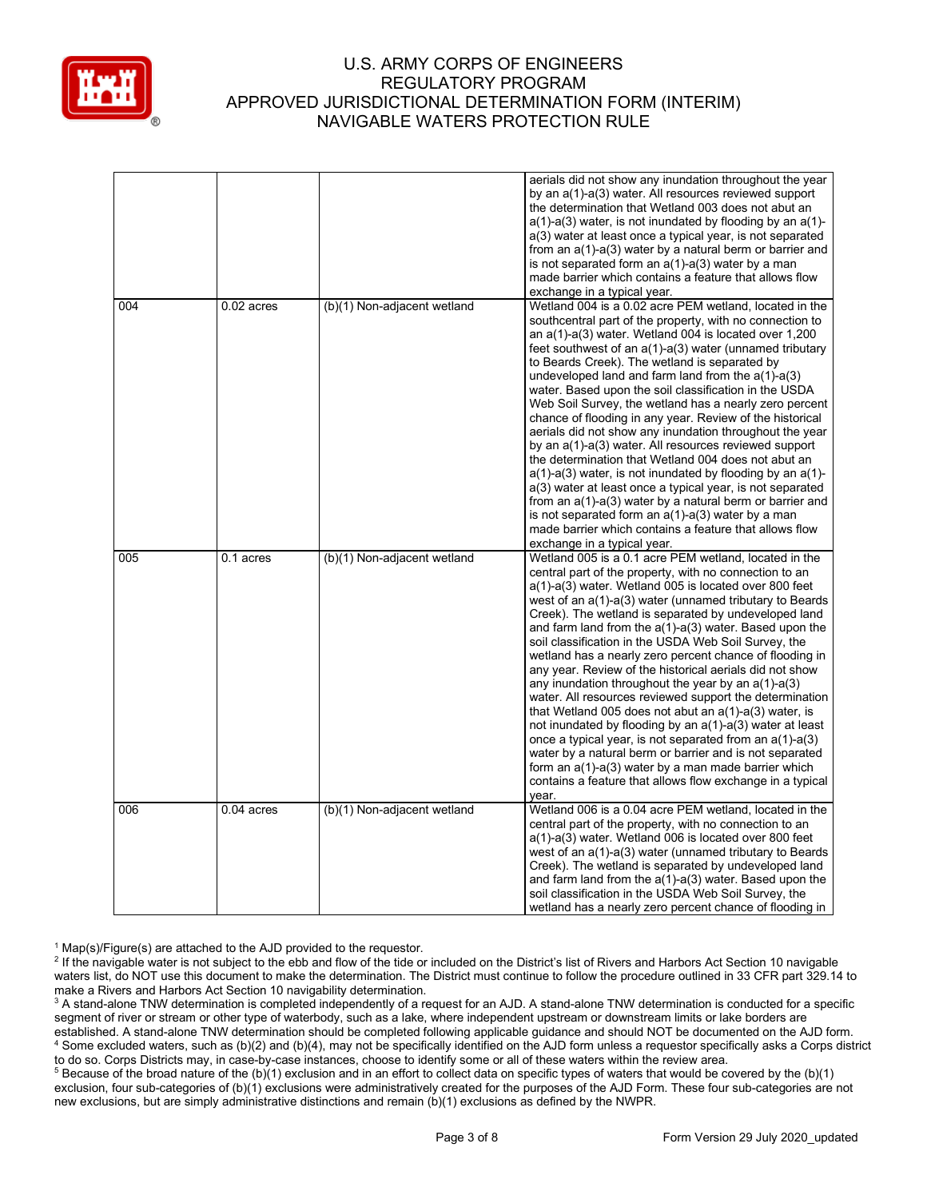|  |  |  | aerials did not show any inundation throughout the year by an a(1)-a(3) water. All resources reviewed support the determination that Wetland 003 does not abut an a(1)-a(3) water, is not inundated by flooding by an a(1)-a(3) water at least once a typical year, is not separated from an a(1)-a(3) water by a natural berm or barrier and is not separated form an a(1)-a(3) water by a man made barrier which contains a feature that allows flow exchange in a typical year. |
|---|---|---|---|
| 004 | 0.02 acres | (b)(1) Non-adjacent wetland | Wetland 004 is a 0.02 acre PEM wetland, located in the southcentral part of the property, with no connection to an a(1)-a(3) water. Wetland 004 is located over 1,200 feet southwest of an a(1)-a(3) water (unnamed tributary to Beards Creek). The wetland is separated by undeveloped land and farm land from the a(1)-a(3) water. Based upon the soil classification in the USDA Web Soil Survey, the wetland has a nearly zero percent chance of flooding in any year. Review of the historical aerials did not show any inundation throughout the year by an a(1)-a(3) water. All resources reviewed support the determination that Wetland 004 does not abut an a(1)-a(3) water, is not inundated by flooding by an a(1)-a(3) water at least once a typical year, is not separated from an a(1)-a(3) water by a natural berm or barrier and is not separated form an a(1)-a(3) water by a man made barrier which contains a feature that allows flow exchange in a typical year. |
| 005 | 0.1 acres | (b)(1) Non-adjacent wetland | Wetland 005 is a 0.1 acre PEM wetland, located in the central part of the property, with no connection to an a(1)-a(3) water. Wetland 005 is located over 800 feet west of an a(1)-a(3) water (unnamed tributary to Beards Creek). The wetland is separated by undeveloped land and farm land from the a(1)-a(3) water. Based upon the soil classification in the USDA Web Soil Survey, the wetland has a nearly zero percent chance of flooding in any year. Review of the historical aerials did not show any inundation throughout the year by an a(1)-a(3) water. All resources reviewed support the determination that Wetland 005 does not abut an a(1)-a(3) water, is not inundated by flooding by an a(1)-a(3) water at least once a typical year, is not separated from an a(1)-a(3) water by a natural berm or barrier and is not separated form an a(1)-a(3) water by a man made barrier which contains a feature that allows flow exchange in a typical year. |
| 006 | 0.04 acres | (b)(1) Non-adjacent wetland | Wetland 006 is a 0.04 acre PEM wetland, located in the central part of the property, with no connection to an a(1)-a(3) water. Wetland 006 is located over 800 feet west of an a(1)-a(3) water (unnamed tributary to Beards Creek). The wetland is separated by undeveloped land and farm land from the a(1)-a(3) water. Based upon the soil classification in the USDA Web Soil Survey, the wetland has a nearly zero percent chance of flooding in |

[1] Map(s)/Figure(s) are attached to the AJD provided to the requestor.
[2] If the navigable water is not subject to the ebb and flow of the tide or included on the District's list of Rivers and Harbors Act Section 10 navigable waters list, do NOT use this document to make the determination. The District must continue to follow the procedure outlined in 33 CFR part 329.14 to make a Rivers and Harbors Act Section 10 navigability determination.
[3] A stand-alone TNW determination is completed independently of a request for an AJD. A stand-alone TNW determination is conducted for a specific segment of river or stream or other type of waterbody, such as a lake, where independent upstream or downstream limits or lake borders are established. A stand-alone TNW determination should be completed following applicable guidance and should NOT be documented on the AJD form.
[4] Some excluded waters, such as (b)(2) and (b)(4), may not be specifically identified on the AJD form unless a requestor specifically asks a Corps district to do so. Corps Districts may, in case-by-case instances, choose to identify some or all of these waters within the review area.
[5] Because of the broad nature of the (b)(1) exclusion and in an effort to collect data on specific types of waters that would be covered by the (b)(1) exclusion, four sub-categories of (b)(1) exclusions were administratively created for the purposes of the AJD Form. These four sub-categories are not new exclusions, but are simply administrative distinctions and remain (b)(1) exclusions as defined by the NWPR.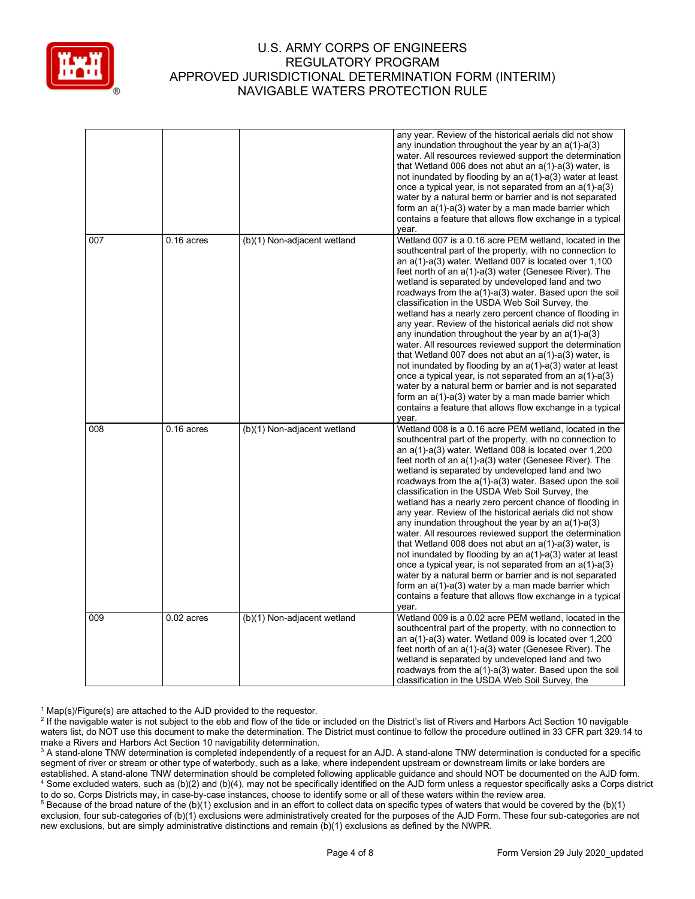| | | | |
|---|---|---|---|
| | | | any year. Review of the historical aerials did not show any inundation throughout the year by an a(1)-a(3) water. All resources reviewed support the determination that Wetland 006 does not abut an a(1)-a(3) water, is not inundated by flooding by an a(1)-a(3) water at least once a typical year, is not separated from an a(1)-a(3) water by a natural berm or barrier and is not separated form an a(1)-a(3) water by a man made barrier which contains a feature that allows flow exchange in a typical year. |
| 007 | 0.16 acres | (b)(1) Non-adjacent wetland | Wetland 007 is a 0.16 acre PEM wetland, located in the southcentral part of the property, with no connection to an a(1)-a(3) water. Wetland 007 is located over 1,100 feet north of an a(1)-a(3) water (Genesee River). The wetland is separated by undeveloped land and two roadways from the a(1)-a(3) water. Based upon the soil classification in the USDA Web Soil Survey, the wetland has a nearly zero percent chance of flooding in any year. Review of the historical aerials did not show any inundation throughout the year by an a(1)-a(3) water. All resources reviewed support the determination that Wetland 007 does not abut an a(1)-a(3) water, is not inundated by flooding by an a(1)-a(3) water at least once a typical year, is not separated from an a(1)-a(3) water by a natural berm or barrier and is not separated form an a(1)-a(3) water by a man made barrier which contains a feature that allows flow exchange in a typical year. |
| 008 | 0.16 acres | (b)(1) Non-adjacent wetland | Wetland 008 is a 0.16 acre PEM wetland, located in the southcentral part of the property, with no connection to an a(1)-a(3) water. Wetland 008 is located over 1,200 feet north of an a(1)-a(3) water (Genesee River). The wetland is separated by undeveloped land and two roadways from the a(1)-a(3) water. Based upon the soil classification in the USDA Web Soil Survey, the wetland has a nearly zero percent chance of flooding in any year. Review of the historical aerials did not show any inundation throughout the year by an a(1)-a(3) water. All resources reviewed support the determination that Wetland 008 does not abut an a(1)-a(3) water, is not inundated by flooding by an a(1)-a(3) water at least once a typical year, is not separated from an a(1)-a(3) water by a natural berm or barrier and is not separated form an a(1)-a(3) water by a man made barrier which contains a feature that allows flow exchange in a typical year. |
| 009 | 0.02 acres | (b)(1) Non-adjacent wetland | Wetland 009 is a 0.02 acre PEM wetland, located in the southcentral part of the property, with no connection to an a(1)-a(3) water. Wetland 009 is located over 1,200 feet north of an a(1)-a(3) water (Genesee River). The wetland is separated by undeveloped land and two roadways from the a(1)-a(3) water. Based upon the soil classification in the USDA Web Soil Survey, the |

[1] Map(s)/Figure(s) are attached to the AJD provided to the requestor.
[2] If the navigable water is not subject to the ebb and flow of the tide or included on the District's list of Rivers and Harbors Act Section 10 navigable waters list, do NOT use this document to make the determination. The District must continue to follow the procedure outlined in 33 CFR part 329.14 to make a Rivers and Harbors Act Section 10 navigability determination.
[3] A stand-alone TNW determination is completed independently of a request for an AJD. A stand-alone TNW determination is conducted for a specific segment of river or stream or other type of waterbody, such as a lake, where independent upstream or downstream limits or lake borders are established. A stand-alone TNW determination should be completed following applicable guidance and should NOT be documented on the AJD form.
[4] Some excluded waters, such as (b)(2) and (b)(4), may not be specifically identified on the AJD form unless a requestor specifically asks a Corps district to do so. Corps Districts may, in case-by-case instances, choose to identify some or all of these waters within the review area.
[5] Because of the broad nature of the (b)(1) exclusion and in an effort to collect data on specific types of waters that would be covered by the (b)(1) exclusion, four sub-categories of (b)(1) exclusions were administratively created for the purposes of the AJD Form. These four sub-categories are not new exclusions, but are simply administrative distinctions and remain (b)(1) exclusions as defined by the NWPR.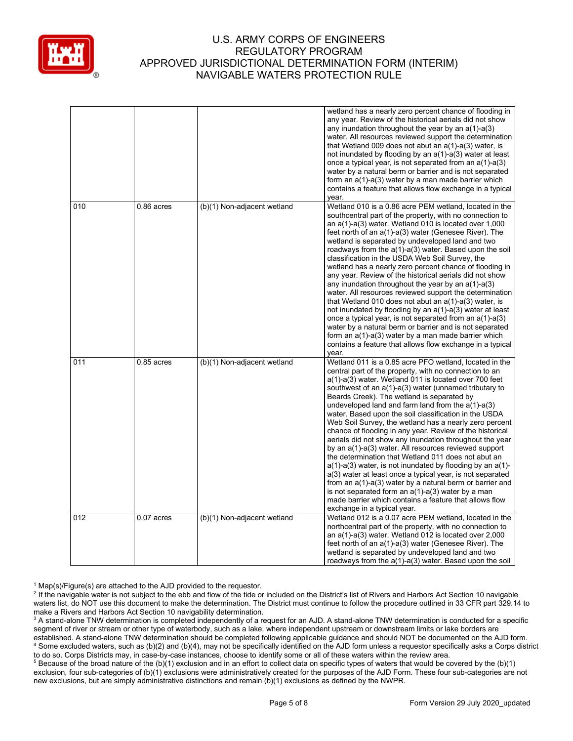| | | | |
|---|---|---|---|
| | | | wetland has a nearly zero percent chance of flooding in any year. Review of the historical aerials did not show any inundation throughout the year by an a(1)-a(3) water. All resources reviewed support the determination that Wetland 009 does not abut an a(1)-a(3) water, is not inundated by flooding by an a(1)-a(3) water at least once a typical year, is not separated from an a(1)-a(3) water by a natural berm or barrier and is not separated form an a(1)-a(3) water by a man made barrier which contains a feature that allows flow exchange in a typical year. |
| 010 | 0.86 acres | (b)(1) Non-adjacent wetland | Wetland 010 is a 0.86 acre PEM wetland, located in the southcentral part of the property, with no connection to an a(1)-a(3) water. Wetland 010 is located over 1,000 feet north of an a(1)-a(3) water (Genesee River). The wetland is separated by undeveloped land and two roadways from the a(1)-a(3) water. Based upon the soil classification in the USDA Web Soil Survey, the wetland has a nearly zero percent chance of flooding in any year. Review of the historical aerials did not show any inundation throughout the year by an a(1)-a(3) water. All resources reviewed support the determination that Wetland 010 does not abut an a(1)-a(3) water, is not inundated by flooding by an a(1)-a(3) water at least once a typical year, is not separated from an a(1)-a(3) water by a natural berm or barrier and is not separated form an a(1)-a(3) water by a man made barrier which contains a feature that allows flow exchange in a typical year. |
| 011 | 0.85 acres | (b)(1) Non-adjacent wetland | Wetland 011 is a 0.85 acre PFO wetland, located in the central part of the property, with no connection to an a(1)-a(3) water. Wetland 011 is located over 700 feet southwest of an a(1)-a(3) water (unnamed tributary to Beards Creek). The wetland is separated by undeveloped land and farm land from the a(1)-a(3) water. Based upon the soil classification in the USDA Web Soil Survey, the wetland has a nearly zero percent chance of flooding in any year. Review of the historical aerials did not show any inundation throughout the year by an a(1)-a(3) water. All resources reviewed support the determination that Wetland 011 does not abut an a(1)-a(3) water, is not inundated by flooding by an a(1)-a(3) water at least once a typical year, is not separated from an a(1)-a(3) water by a natural berm or barrier and is not separated form an a(1)-a(3) water by a man made barrier which contains a feature that allows flow exchange in a typical year. |
| 012 | 0.07 acres | (b)(1) Non-adjacent wetland | Wetland 012 is a 0.07 acre PEM wetland, located in the northcentral part of the property, with no connection to an a(1)-a(3) water. Wetland 012 is located over 2,000 feet north of an a(1)-a(3) water (Genesee River). The wetland is separated by undeveloped land and two roadways from the a(1)-a(3) water. Based upon the soil |

[1] Map(s)/Figure(s) are attached to the AJD provided to the requestor.

[2] If the navigable water is not subject to the ebb and flow of the tide or included on the District's list of Rivers and Harbors Act Section 10 navigable waters list, do NOT use this document to make the determination. The District must continue to follow the procedure outlined in 33 CFR part 329.14 to make a Rivers and Harbors Act Section 10 navigability determination.

[3] A stand-alone TNW determination is completed independently of a request for an AJD. A stand-alone TNW determination is conducted for a specific segment of river or stream or other type of waterbody, such as a lake, where independent upstream or downstream limits or lake borders are established. A stand-alone TNW determination should be completed following applicable guidance and should NOT be documented on the AJD form.

[4] Some excluded waters, such as (b)(2) and (b)(4), may not be specifically identified on the AJD form unless a requestor specifically asks a Corps district to do so. Corps Districts may, in case-by-case instances, choose to identify some or all of these waters within the review area.

[5] Because of the broad nature of the (b)(1) exclusion and in an effort to collect data on specific types of waters that would be covered by the (b)(1) exclusion, four sub-categories of (b)(1) exclusions were administratively created for the purposes of the AJD Form. These four sub-categories are not new exclusions, but are simply administrative distinctions and remain (b)(1) exclusions as defined by the NWPR.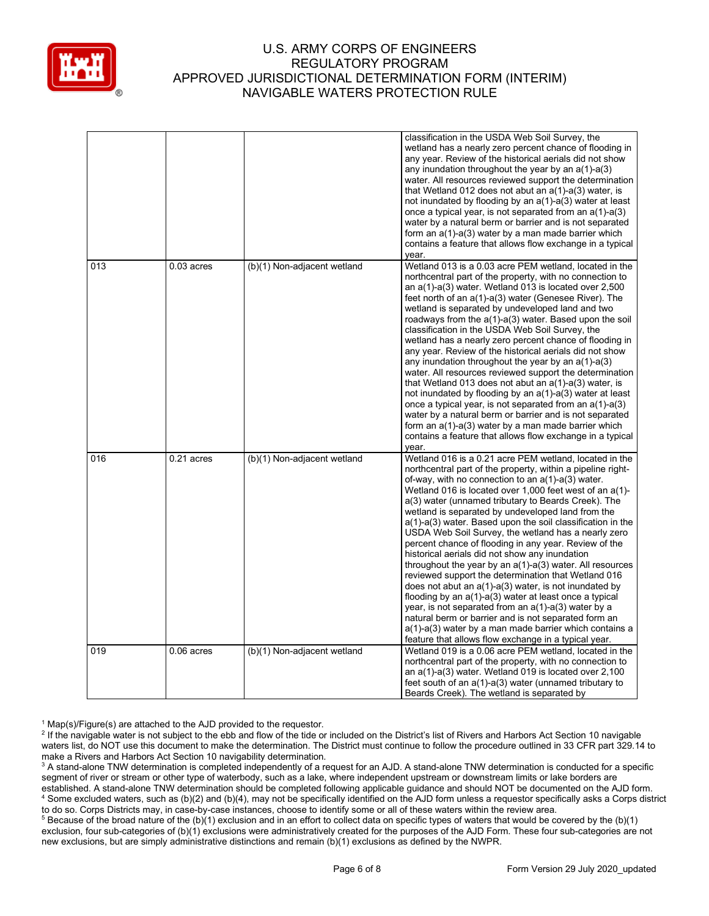| | | | |
|---|---|---|---|
| | | | classification in the USDA Web Soil Survey, the wetland has a nearly zero percent chance of flooding in any year. Review of the historical aerials did not show any inundation throughout the year by an a(1)-a(3) water. All resources reviewed support the determination that Wetland 012 does not abut an a(1)-a(3) water, is not inundated by flooding by an a(1)-a(3) water at least once a typical year, is not separated from an a(1)-a(3) water by a natural berm or barrier and is not separated form an a(1)-a(3) water by a man made barrier which contains a feature that allows flow exchange in a typical year. |
| 013 | 0.03 acres | (b)(1) Non-adjacent wetland | Wetland 013 is a 0.03 acre PEM wetland, located in the northcentral part of the property, with no connection to an a(1)-a(3) water. Wetland 013 is located over 2,500 feet north of an a(1)-a(3) water (Genesee River). The wetland is separated by undeveloped land and two roadways from the a(1)-a(3) water. Based upon the soil classification in the USDA Web Soil Survey, the wetland has a nearly zero percent chance of flooding in any year. Review of the historical aerials did not show any inundation throughout the year by an a(1)-a(3) water. All resources reviewed support the determination that Wetland 013 does not abut an a(1)-a(3) water, is not inundated by flooding by an a(1)-a(3) water at least once a typical year, is not separated from an a(1)-a(3) water by a natural berm or barrier and is not separated form an a(1)-a(3) water by a man made barrier which contains a feature that allows flow exchange in a typical year. |
| 016 | 0.21 acres | (b)(1) Non-adjacent wetland | Wetland 016 is a 0.21 acre PEM wetland, located in the northcentral part of the property, within a pipeline right-of-way, with no connection to an a(1)-a(3) water. Wetland 016 is located over 1,000 feet west of an a(1)-a(3) water (unnamed tributary to Beards Creek). The wetland is separated by undeveloped land from the a(1)-a(3) water. Based upon the soil classification in the USDA Web Soil Survey, the wetland has a nearly zero percent chance of flooding in any year. Review of the historical aerials did not show any inundation throughout the year by an a(1)-a(3) water. All resources reviewed support the determination that Wetland 016 does not abut an a(1)-a(3) water, is not inundated by flooding by an a(1)-a(3) water at least once a typical year, is not separated from an a(1)-a(3) water by a natural berm or barrier and is not separated form an a(1)-a(3) water by a man made barrier which contains a feature that allows flow exchange in a typical year. |
| 019 | 0.06 acres | (b)(1) Non-adjacent wetland | Wetland 019 is a 0.06 acre PEM wetland, located in the northcentral part of the property, with no connection to an a(1)-a(3) water. Wetland 019 is located over 2,100 feet south of an a(1)-a(3) water (unnamed tributary to Beards Creek). The wetland is separated by |

[1] Map(s)/Figure(s) are attached to the AJD provided to the requestor.
[2] If the navigable water is not subject to the ebb and flow of the tide or included on the District's list of Rivers and Harbors Act Section 10 navigable waters list, do NOT use this document to make the determination. The District must continue to follow the procedure outlined in 33 CFR part 329.14 to make a Rivers and Harbors Act Section 10 navigability determination.
[3] A stand-alone TNW determination is completed independently of a request for an AJD. A stand-alone TNW determination is conducted for a specific segment of river or stream or other type of waterbody, such as a lake, where independent upstream or downstream limits or lake borders are established. A stand-alone TNW determination should be completed following applicable guidance and should NOT be documented on the AJD form.
[4] Some excluded waters, such as (b)(2) and (b)(4), may not be specifically identified on the AJD form unless a requestor specifically asks a Corps district to do so. Corps Districts may, in case-by-case instances, choose to identify some or all of these waters within the review area.
[5] Because of the broad nature of the (b)(1) exclusion and in an effort to collect data on specific types of waters that would be covered by the (b)(1) exclusion, four sub-categories of (b)(1) exclusions were administratively created for the purposes of the AJD Form. These four sub-categories are not new exclusions, but are simply administrative distinctions and remain (b)(1) exclusions as defined by the NWPR.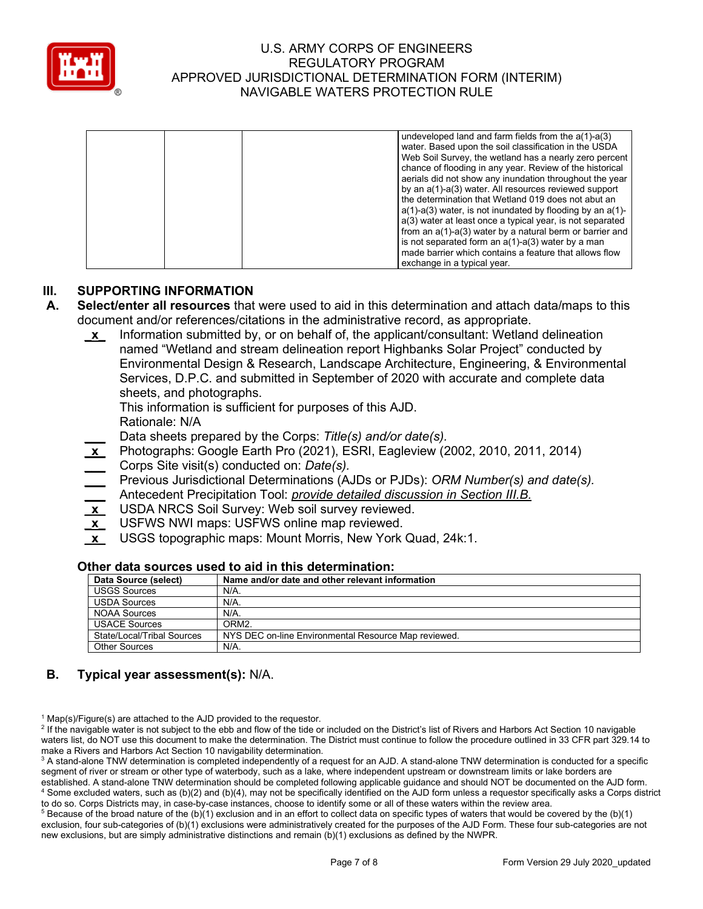| | | | undeveloped land and farm fields from the a(1)-a(3) water. Based upon the soil classification in the USDA Web Soil Survey, the wetland has a nearly zero percent chance of flooding in any year. Review of the historical aerials did not show any inundation throughout the year by an a(1)-a(3) water. All resources reviewed support the determination that Wetland 019 does not abut an a(1)-a(3) water, is not inundated by flooding by an a(1)-a(3) water at least once a typical year, is not separated from an a(1)-a(3) water by a natural berm or barrier and is not separated form an a(1)-a(3) water by a man made barrier which contains a feature that allows flow exchange in a typical year. |
|---|---|---|---|

## III. SUPPORTING INFORMATION

**A. Select/enter all resources** that were used to aid in this determination and attach data/maps to this document and/or references/citations in the administrative record, as appropriate.

- _x_ Information submitted by, or on behalf of, the applicant/consultant: Wetland delineation named "Wetland and stream delineation report Highbanks Solar Project" conducted by Environmental Design & Research, Landscape Architecture, Engineering, & Environmental Services, D.P.C. and submitted in September of 2020 with accurate and complete data sheets, and photographs.
  This information is sufficient for purposes of this AJD.
  Rationale: N/A
- ___ Data sheets prepared by the Corps: *Title(s) and/or date(s).*
- _x_ Photographs: Google Earth Pro (2021), ESRI, Eagleview (2002, 2010, 2011, 2014)
- ___ Corps Site visit(s) conducted on: *Date(s).*
- ___ Previous Jurisdictional Determinations (AJDs or PJDs): *ORM Number(s) and date(s).*
- ___ Antecedent Precipitation Tool: *provide detailed discussion in Section III.B.*
- _x_ USDA NRCS Soil Survey: Web soil survey reviewed.
- _x_ USFWS NWI maps: USFWS online map reviewed.
- _x_ USGS topographic maps: Mount Morris, New York Quad, 24k:1.

### Other data sources used to aid in this determination:

| Data Source (select) | Name and/or date and other relevant information |
|---|---|
| USGS Sources | N/A. |
| USDA Sources | N/A. |
| NOAA Sources | N/A. |
| USACE Sources | ORM2. |
| State/Local/Tribal Sources | NYS DEC on-line Environmental Resource Map reviewed. |
| Other Sources | N/A. |

**B. Typical year assessment(s):** N/A.

[1] Map(s)/Figure(s) are attached to the AJD provided to the requestor.
[2] If the navigable water is not subject to the ebb and flow of the tide or included on the District's list of Rivers and Harbors Act Section 10 navigable waters list, do NOT use this document to make the determination. The District must continue to follow the procedure outlined in 33 CFR part 329.14 to make a Rivers and Harbors Act Section 10 navigability determination.
[3] A stand-alone TNW determination is completed independently of a request for an AJD. A stand-alone TNW determination is conducted for a specific segment of river or stream or other type of waterbody, such as a lake, where independent upstream or downstream limits or lake borders are established. A stand-alone TNW determination should be completed following applicable guidance and should NOT be documented on the AJD form.
[4] Some excluded waters, such as (b)(2) and (b)(4), may not be specifically identified on the AJD form unless a requestor specifically asks a Corps district to do so. Corps Districts may, in case-by-case instances, choose to identify some or all of these waters within the review area.
[5] Because of the broad nature of the (b)(1) exclusion and in an effort to collect data on specific types of waters that would be covered by the (b)(1) exclusion, four sub-categories of (b)(1) exclusions were administratively created for the purposes of the AJD Form. These four sub-categories are not new exclusions, but are simply administrative distinctions and remain (b)(1) exclusions as defined by the NWPR.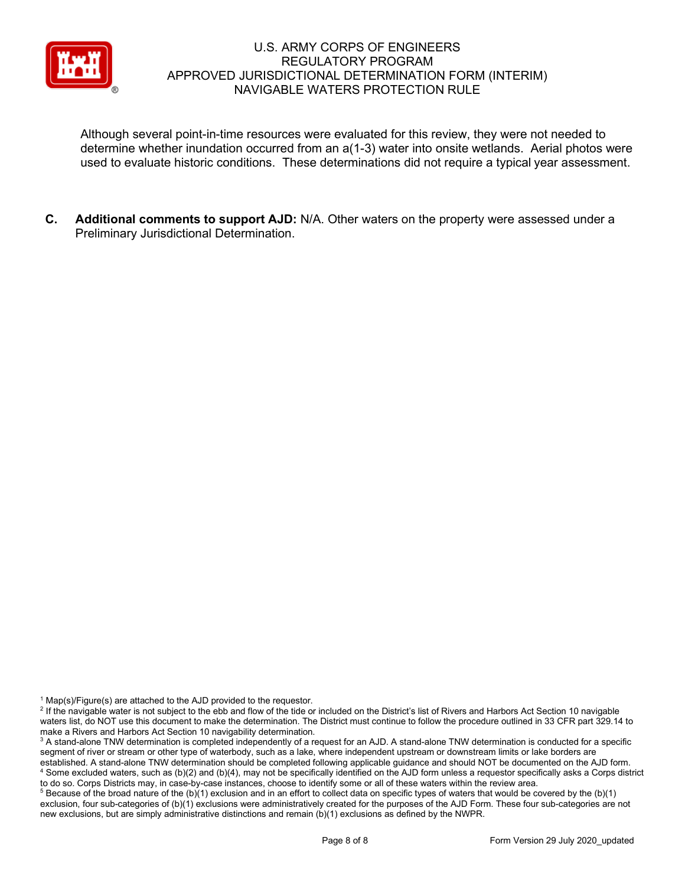Although several point-in-time resources were evaluated for this review, they were not needed to determine whether inundation occurred from an a(1-3) water into onsite wetlands. Aerial photos were used to evaluate historic conditions. These determinations did not require a typical year assessment.

**C. Additional comments to support AJD:** N/A. Other waters on the property were assessed under a Preliminary Jurisdictional Determination.

[1] Map(s)/Figure(s) are attached to the AJD provided to the requestor.

[2] If the navigable water is not subject to the ebb and flow of the tide or included on the District's list of Rivers and Harbors Act Section 10 navigable waters list, do NOT use this document to make the determination. The District must continue to follow the procedure outlined in 33 CFR part 329.14 to make a Rivers and Harbors Act Section 10 navigability determination.

[3] A stand-alone TNW determination is completed independently of a request for an AJD. A stand-alone TNW determination is conducted for a specific segment of river or stream or other type of waterbody, such as a lake, where independent upstream or downstream limits or lake borders are established. A stand-alone TNW determination should be completed following applicable guidance and should NOT be documented on the AJD form.

[4] Some excluded waters, such as (b)(2) and (b)(4), may not be specifically identified on the AJD form unless a requestor specifically asks a Corps district to do so. Corps Districts may, in case-by-case instances, choose to identify some or all of these waters within the review area.

[5] Because of the broad nature of the (b)(1) exclusion and in an effort to collect data on specific types of waters that would be covered by the (b)(1) exclusion, four sub-categories of (b)(1) exclusions were administratively created for the purposes of the AJD Form. These four sub-categories are not new exclusions, but are simply administrative distinctions and remain (b)(1) exclusions as defined by the NWPR.